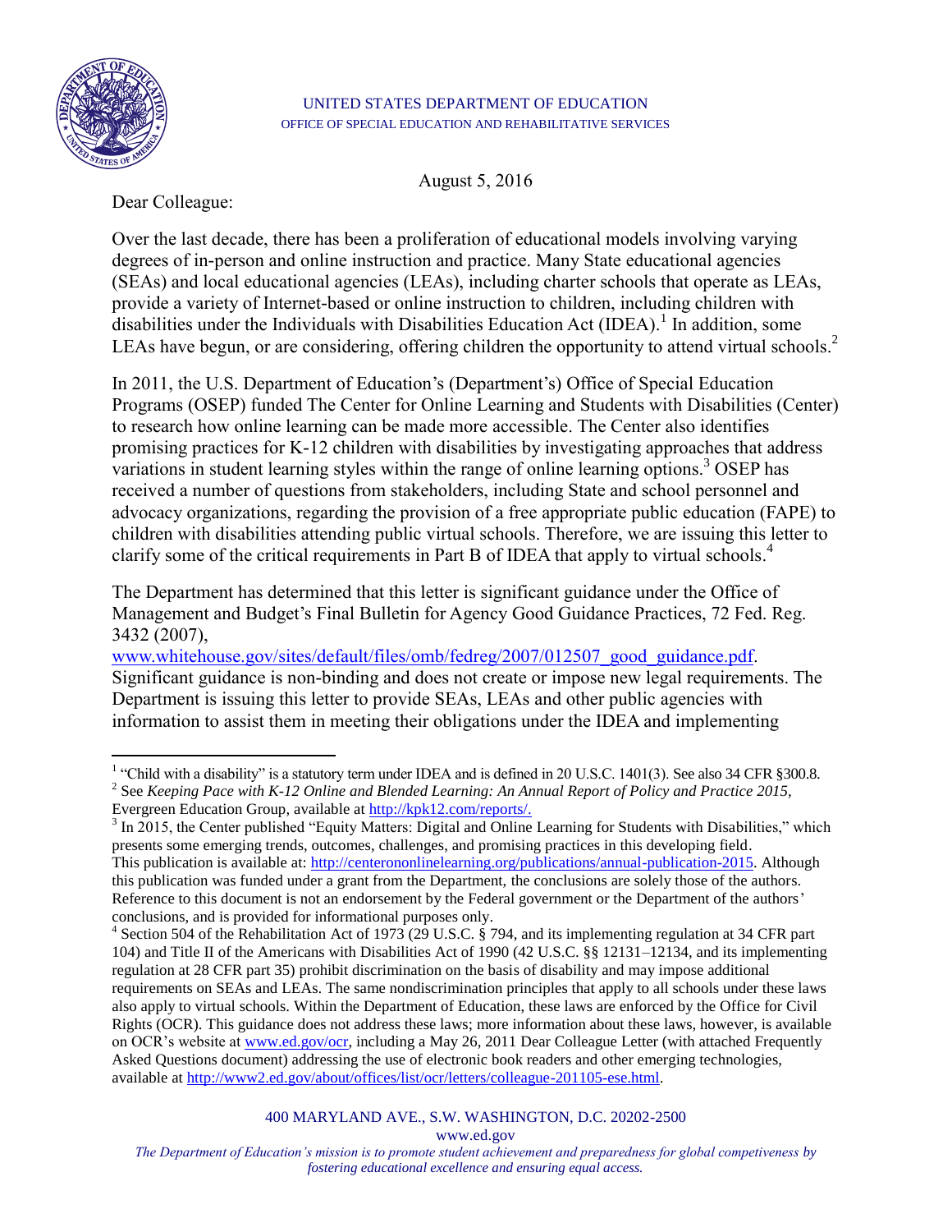UNITED STATES DEPARTMENT OF EDUCATION
OFFICE OF SPECIAL EDUCATION AND REHABILITATIVE SERVICES

August 5, 2016

Dear Colleague:

Over the last decade, there has been a proliferation of educational models involving varying degrees of in-person and online instruction and practice. Many State educational agencies (SEAs) and local educational agencies (LEAs), including charter schools that operate as LEAs, provide a variety of Internet-based or online instruction to children, including children with disabilities under the Individuals with Disabilities Education Act (IDEA).[1] In addition, some LEAs have begun, or are considering, offering children the opportunity to attend virtual schools.[2]

In 2011, the U.S. Department of Education's (Department's) Office of Special Education Programs (OSEP) funded The Center for Online Learning and Students with Disabilities (Center) to research how online learning can be made more accessible. The Center also identifies promising practices for K-12 children with disabilities by investigating approaches that address variations in student learning styles within the range of online learning options.[3] OSEP has received a number of questions from stakeholders, including State and school personnel and advocacy organizations, regarding the provision of a free appropriate public education (FAPE) to children with disabilities attending public virtual schools. Therefore, we are issuing this letter to clarify some of the critical requirements in Part B of IDEA that apply to virtual schools.[4]

The Department has determined that this letter is significant guidance under the Office of Management and Budget's Final Bulletin for Agency Good Guidance Practices, 72 Fed. Reg. 3432 (2007), www.whitehouse.gov/sites/default/files/omb/fedreg/2007/012507_good_guidance.pdf. Significant guidance is non-binding and does not create or impose new legal requirements. The Department is issuing this letter to provide SEAs, LEAs and other public agencies with information to assist them in meeting their obligations under the IDEA and implementing

---

[1] "Child with a disability" is a statutory term under IDEA and is defined in 20 U.S.C. 1401(3). See also 34 CFR §300.8.

[2] See *Keeping Pace with K-12 Online and Blended Learning: An Annual Report of Policy and Practice 2015*, Evergreen Education Group, available at http://kpk12.com/reports/.

[3] In 2015, the Center published "Equity Matters: Digital and Online Learning for Students with Disabilities," which presents some emerging trends, outcomes, challenges, and promising practices in this developing field. This publication is available at: http://centerononlinelearning.org/publications/annual-publication-2015. Although this publication was funded under a grant from the Department, the conclusions are solely those of the authors. Reference to this document is not an endorsement by the Federal government or the Department of the authors' conclusions, and is provided for informational purposes only.

[4] Section 504 of the Rehabilitation Act of 1973 (29 U.S.C. § 794, and its implementing regulation at 34 CFR part 104) and Title II of the Americans with Disabilities Act of 1990 (42 U.S.C. §§ 12131–12134, and its implementing regulation at 28 CFR part 35) prohibit discrimination on the basis of disability and may impose additional requirements on SEAs and LEAs. The same nondiscrimination principles that apply to all schools under these laws also apply to virtual schools. Within the Department of Education, these laws are enforced by the Office for Civil Rights (OCR). This guidance does not address these laws; more information about these laws, however, is available on OCR's website at www.ed.gov/ocr, including a May 26, 2011 Dear Colleague Letter (with attached Frequently Asked Questions document) addressing the use of electronic book readers and other emerging technologies, available at http://www2.ed.gov/about/offices/list/ocr/letters/colleague-201105-ese.html.

400 MARYLAND AVE., S.W. WASHINGTON, D.C. 20202-2500
www.ed.gov

*The Department of Education's mission is to promote student achievement and preparedness for global competitiveness by fostering educational excellence and ensuring equal access.*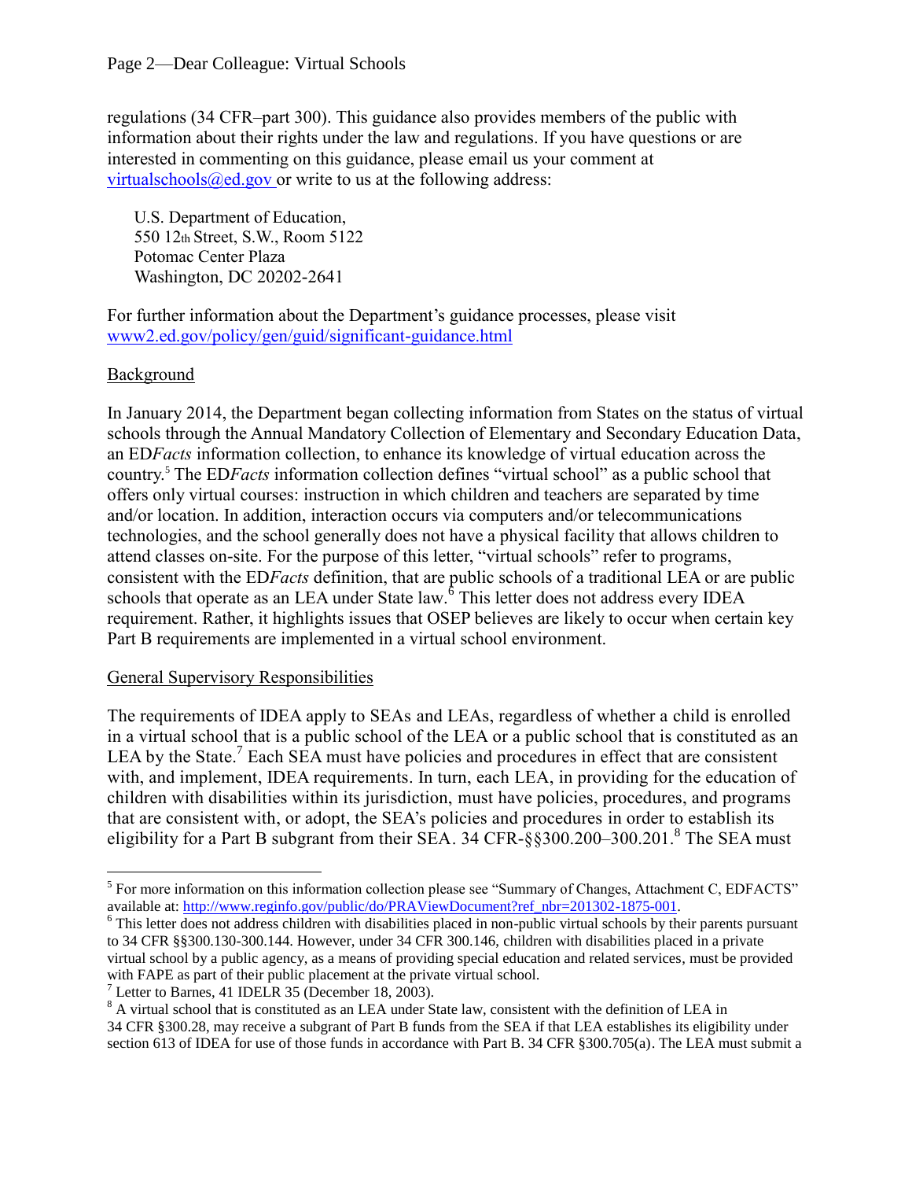regulations (34 CFR–part 300). This guidance also provides members of the public with information about their rights under the law and regulations. If you have questions or are interested in commenting on this guidance, please email us your comment at [virtualschools@ed.gov](mailto:virtualschools@ed.gov) or write to us at the following address:

U.S. Department of Education,
550 12th Street, S.W., Room 5122
Potomac Center Plaza
Washington, DC 20202-2641

For further information about the Department's guidance processes, please visit [www2.ed.gov/policy/gen/guid/significant-guidance.html](www2.ed.gov/policy/gen/guid/significant-guidance.html)

Background

In January 2014, the Department began collecting information from States on the status of virtual schools through the Annual Mandatory Collection of Elementary and Secondary Education Data, an ED*Facts* information collection, to enhance its knowledge of virtual education across the country.[5] The ED*Facts* information collection defines "virtual school" as a public school that offers only virtual courses: instruction in which children and teachers are separated by time and/or location. In addition, interaction occurs via computers and/or telecommunications technologies, and the school generally does not have a physical facility that allows children to attend classes on-site. For the purpose of this letter, "virtual schools" refer to programs, consistent with the ED*Facts* definition, that are public schools of a traditional LEA or are public schools that operate as an LEA under State law.[6] This letter does not address every IDEA requirement. Rather, it highlights issues that OSEP believes are likely to occur when certain key Part B requirements are implemented in a virtual school environment.

General Supervisory Responsibilities

The requirements of IDEA apply to SEAs and LEAs, regardless of whether a child is enrolled in a virtual school that is a public school of the LEA or a public school that is constituted as an LEA by the State.[7] Each SEA must have policies and procedures in effect that are consistent with, and implement, IDEA requirements. In turn, each LEA, in providing for the education of children with disabilities within its jurisdiction, must have policies, procedures, and programs that are consistent with, or adopt, the SEA's policies and procedures in order to establish its eligibility for a Part B subgrant from their SEA. 34 CFR-§§300.200–300.201.[8] The SEA must

---

[5] For more information on this information collection please see "Summary of Changes, Attachment C, EDFACTS" available at: [http://www.reginfo.gov/public/do/PRAViewDocument?ref_nbr=201302-1875-001](http://www.reginfo.gov/public/do/PRAViewDocument?ref_nbr=201302-1875-001).

[6] This letter does not address children with disabilities placed in non-public virtual schools by their parents pursuant to 34 CFR §§300.130-300.144. However, under 34 CFR 300.146, children with disabilities placed in a private virtual school by a public agency, as a means of providing special education and related services, must be provided with FAPE as part of their public placement at the private virtual school.

[7] Letter to Barnes, 41 IDELR 35 (December 18, 2003).

[8] A virtual school that is constituted as an LEA under State law, consistent with the definition of LEA in 34 CFR §300.28, may receive a subgrant of Part B funds from the SEA if that LEA establishes its eligibility under section 613 of IDEA for use of those funds in accordance with Part B. 34 CFR §300.705(a). The LEA must submit a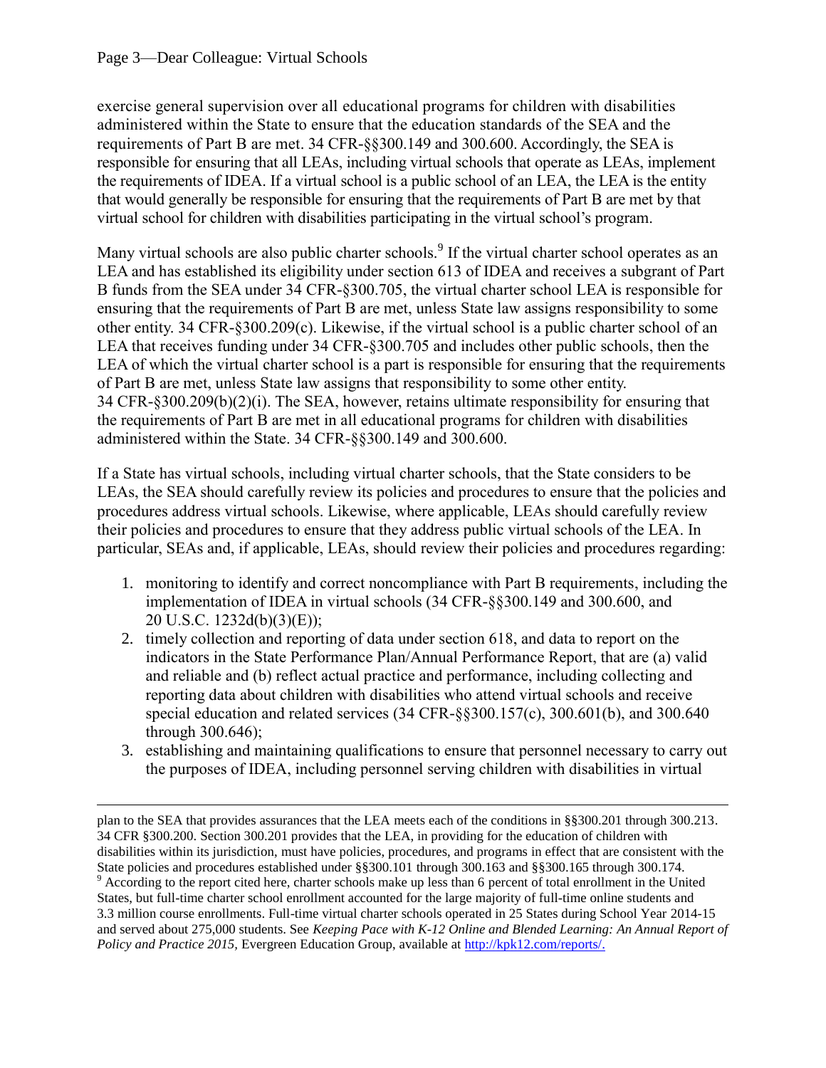exercise general supervision over all educational programs for children with disabilities administered within the State to ensure that the education standards of the SEA and the requirements of Part B are met. 34 CFR-§§300.149 and 300.600. Accordingly, the SEA is responsible for ensuring that all LEAs, including virtual schools that operate as LEAs, implement the requirements of IDEA. If a virtual school is a public school of an LEA, the LEA is the entity that would generally be responsible for ensuring that the requirements of Part B are met by that virtual school for children with disabilities participating in the virtual school's program.

Many virtual schools are also public charter schools.[9] If the virtual charter school operates as an LEA and has established its eligibility under section 613 of IDEA and receives a subgrant of Part B funds from the SEA under 34 CFR-§300.705, the virtual charter school LEA is responsible for ensuring that the requirements of Part B are met, unless State law assigns responsibility to some other entity. 34 CFR-§300.209(c). Likewise, if the virtual school is a public charter school of an LEA that receives funding under 34 CFR-§300.705 and includes other public schools, then the LEA of which the virtual charter school is a part is responsible for ensuring that the requirements of Part B are met, unless State law assigns that responsibility to some other entity. 34 CFR-§300.209(b)(2)(i). The SEA, however, retains ultimate responsibility for ensuring that the requirements of Part B are met in all educational programs for children with disabilities administered within the State. 34 CFR-§§300.149 and 300.600.

If a State has virtual schools, including virtual charter schools, that the State considers to be LEAs, the SEA should carefully review its policies and procedures to ensure that the policies and procedures address virtual schools. Likewise, where applicable, LEAs should carefully review their policies and procedures to ensure that they address public virtual schools of the LEA. In particular, SEAs and, if applicable, LEAs, should review their policies and procedures regarding:

1. monitoring to identify and correct noncompliance with Part B requirements, including the implementation of IDEA in virtual schools (34 CFR-§§300.149 and 300.600, and 20 U.S.C. 1232d(b)(3)(E));
2. timely collection and reporting of data under section 618, and data to report on the indicators in the State Performance Plan/Annual Performance Report, that are (a) valid and reliable and (b) reflect actual practice and performance, including collecting and reporting data about children with disabilities who attend virtual schools and receive special education and related services (34 CFR-§§300.157(c), 300.601(b), and 300.640 through 300.646);
3. establishing and maintaining qualifications to ensure that personnel necessary to carry out the purposes of IDEA, including personnel serving children with disabilities in virtual

---

plan to the SEA that provides assurances that the LEA meets each of the conditions in §§300.201 through 300.213. 34 CFR §300.200. Section 300.201 provides that the LEA, in providing for the education of children with disabilities within its jurisdiction, must have policies, procedures, and programs in effect that are consistent with the State policies and procedures established under §§300.101 through 300.163 and §§300.165 through 300.174.

[9] According to the report cited here, charter schools make up less than 6 percent of total enrollment in the United States, but full-time charter school enrollment accounted for the large majority of full-time online students and 3.3 million course enrollments. Full-time virtual charter schools operated in 25 States during School Year 2014-15 and served about 275,000 students. See *Keeping Pace with K-12 Online and Blended Learning: An Annual Report of Policy and Practice 2015*, Evergreen Education Group, available at http://kpk12.com/reports/.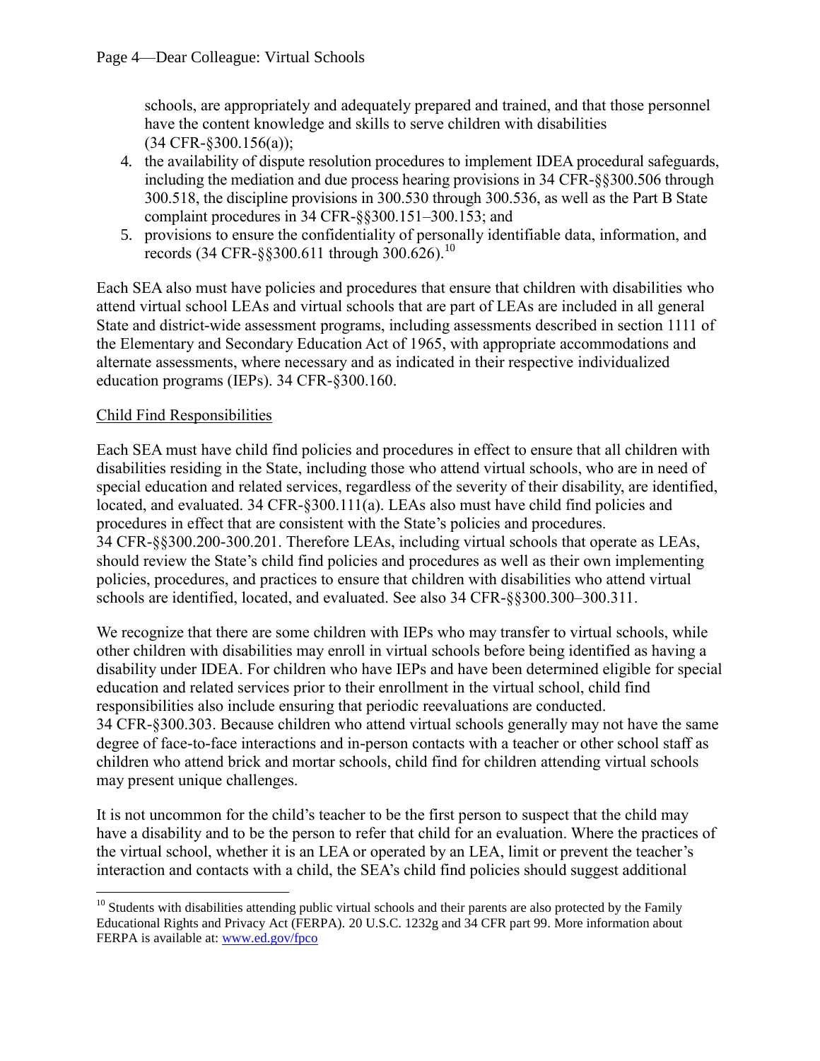schools, are appropriately and adequately prepared and trained, and that those personnel have the content knowledge and skills to serve children with disabilities (34 CFR-§300.156(a));

4. the availability of dispute resolution procedures to implement IDEA procedural safeguards, including the mediation and due process hearing provisions in 34 CFR-§§300.506 through 300.518, the discipline provisions in 300.530 through 300.536, as well as the Part B State complaint procedures in 34 CFR-§§300.151–300.153; and
5. provisions to ensure the confidentiality of personally identifiable data, information, and records (34 CFR-§§300.611 through 300.626).[10]

Each SEA also must have policies and procedures that ensure that children with disabilities who attend virtual school LEAs and virtual schools that are part of LEAs are included in all general State and district-wide assessment programs, including assessments described in section 1111 of the Elementary and Secondary Education Act of 1965, with appropriate accommodations and alternate assessments, where necessary and as indicated in their respective individualized education programs (IEPs). 34 CFR-§300.160.

Child Find Responsibilities

Each SEA must have child find policies and procedures in effect to ensure that all children with disabilities residing in the State, including those who attend virtual schools, who are in need of special education and related services, regardless of the severity of their disability, are identified, located, and evaluated. 34 CFR-§300.111(a). LEAs also must have child find policies and procedures in effect that are consistent with the State's policies and procedures. 34 CFR-§§300.200-300.201. Therefore LEAs, including virtual schools that operate as LEAs, should review the State's child find policies and procedures as well as their own implementing policies, procedures, and practices to ensure that children with disabilities who attend virtual schools are identified, located, and evaluated. See also 34 CFR-§§300.300–300.311.

We recognize that there are some children with IEPs who may transfer to virtual schools, while other children with disabilities may enroll in virtual schools before being identified as having a disability under IDEA. For children who have IEPs and have been determined eligible for special education and related services prior to their enrollment in the virtual school, child find responsibilities also include ensuring that periodic reevaluations are conducted. 34 CFR-§300.303. Because children who attend virtual schools generally may not have the same degree of face-to-face interactions and in-person contacts with a teacher or other school staff as children who attend brick and mortar schools, child find for children attending virtual schools may present unique challenges.

It is not uncommon for the child's teacher to be the first person to suspect that the child may have a disability and to be the person to refer that child for an evaluation. Where the practices of the virtual school, whether it is an LEA or operated by an LEA, limit or prevent the teacher's interaction and contacts with a child, the SEA's child find policies should suggest additional

[10] Students with disabilities attending public virtual schools and their parents are also protected by the Family Educational Rights and Privacy Act (FERPA). 20 U.S.C. 1232g and 34 CFR part 99. More information about FERPA is available at: www.ed.gov/fpco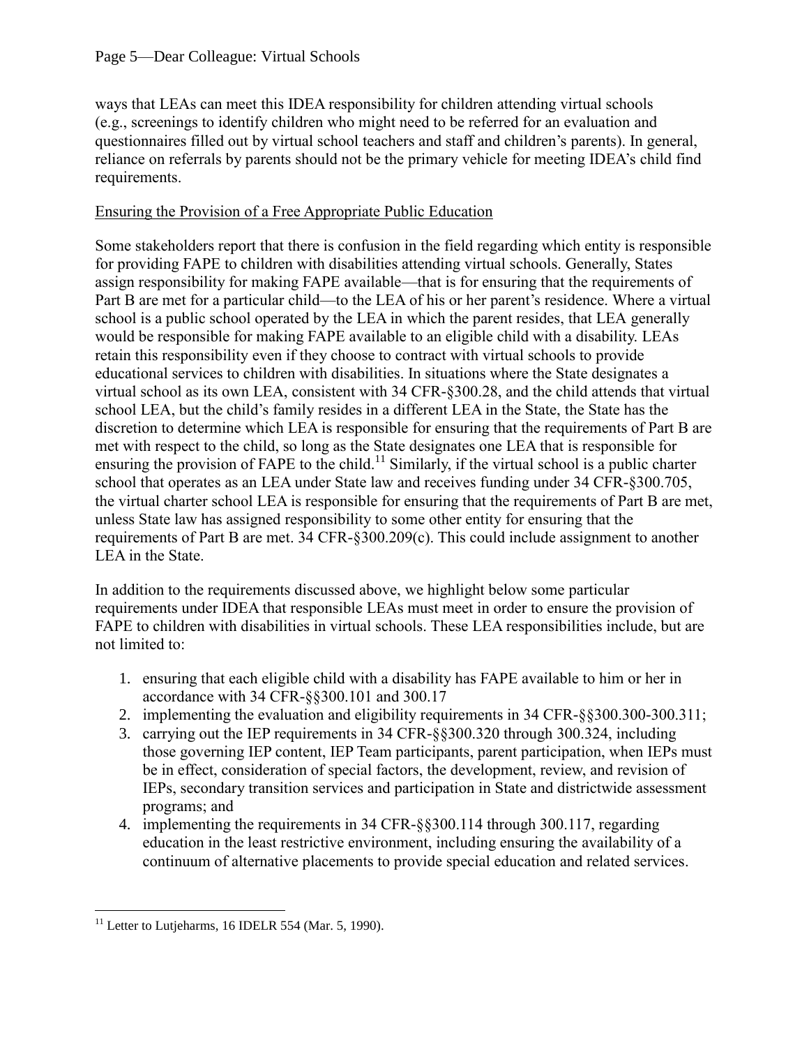ways that LEAs can meet this IDEA responsibility for children attending virtual schools (e.g., screenings to identify children who might need to be referred for an evaluation and questionnaires filled out by virtual school teachers and staff and children's parents). In general, reliance on referrals by parents should not be the primary vehicle for meeting IDEA's child find requirements.

Ensuring the Provision of a Free Appropriate Public Education

Some stakeholders report that there is confusion in the field regarding which entity is responsible for providing FAPE to children with disabilities attending virtual schools. Generally, States assign responsibility for making FAPE available—that is for ensuring that the requirements of Part B are met for a particular child—to the LEA of his or her parent's residence. Where a virtual school is a public school operated by the LEA in which the parent resides, that LEA generally would be responsible for making FAPE available to an eligible child with a disability. LEAs retain this responsibility even if they choose to contract with virtual schools to provide educational services to children with disabilities. In situations where the State designates a virtual school as its own LEA, consistent with 34 CFR-§300.28, and the child attends that virtual school LEA, but the child's family resides in a different LEA in the State, the State has the discretion to determine which LEA is responsible for ensuring that the requirements of Part B are met with respect to the child, so long as the State designates one LEA that is responsible for ensuring the provision of FAPE to the child.[11] Similarly, if the virtual school is a public charter school that operates as an LEA under State law and receives funding under 34 CFR-§300.705, the virtual charter school LEA is responsible for ensuring that the requirements of Part B are met, unless State law has assigned responsibility to some other entity for ensuring that the requirements of Part B are met. 34 CFR-§300.209(c). This could include assignment to another LEA in the State.

In addition to the requirements discussed above, we highlight below some particular requirements under IDEA that responsible LEAs must meet in order to ensure the provision of FAPE to children with disabilities in virtual schools. These LEA responsibilities include, but are not limited to:

1. ensuring that each eligible child with a disability has FAPE available to him or her in accordance with 34 CFR-§§300.101 and 300.17
2. implementing the evaluation and eligibility requirements in 34 CFR-§§300.300-300.311;
3. carrying out the IEP requirements in 34 CFR-§§300.320 through 300.324, including those governing IEP content, IEP Team participants, parent participation, when IEPs must be in effect, consideration of special factors, the development, review, and revision of IEPs, secondary transition services and participation in State and districtwide assessment programs; and
4. implementing the requirements in 34 CFR-§§300.114 through 300.117, regarding education in the least restrictive environment, including ensuring the availability of a continuum of alternative placements to provide special education and related services.

[11] Letter to Lutjeharms, 16 IDELR 554 (Mar. 5, 1990).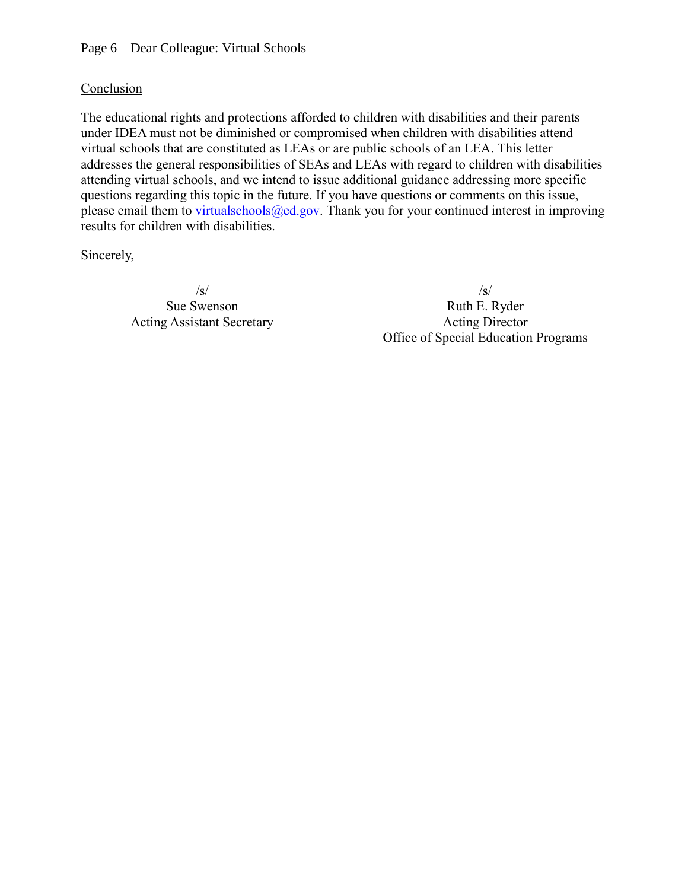Conclusion

The educational rights and protections afforded to children with disabilities and their parents under IDEA must not be diminished or compromised when children with disabilities attend virtual schools that are constituted as LEAs or are public schools of an LEA. This letter addresses the general responsibilities of SEAs and LEAs with regard to children with disabilities attending virtual schools, and we intend to issue additional guidance addressing more specific questions regarding this topic in the future. If you have questions or comments on this issue, please email them to virtualschools@ed.gov. Thank you for your continued interest in improving results for children with disabilities.

Sincerely,

/s/
Sue Swenson
Acting Assistant Secretary

/s/
Ruth E. Ryder
Acting Director
Office of Special Education Programs